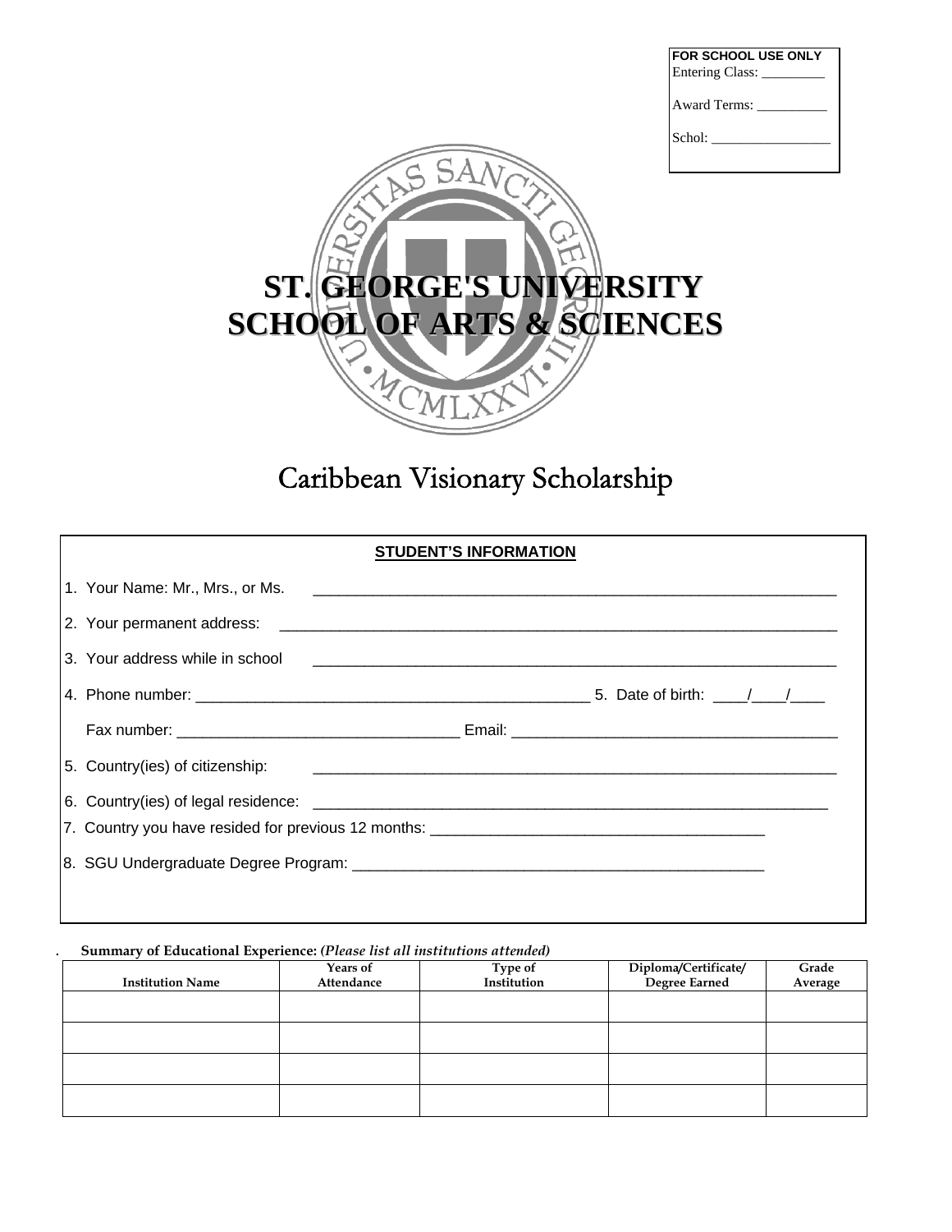**FOR SCHOOL USE ONLY**
Entering Class: _________

Award Terms: __________

Schol: _________________

# ST. GEORGE'S UNIVERSITY
# SCHOOL OF ARTS & SCIENCES

## Caribbean Visionary Scholarship

**STUDENT'S INFORMATION**

1. Your Name: Mr., Mrs., or Ms. _______________________________________________________________
2. Your permanent address: _______________________________________________________________
3. Your address while in school _______________________________________________________________
4. Phone number: ______________________________________________ 5. Date of birth: ____/____/____

   Fax number: _________________________________ Email: _______________________________________
5. Country(ies) of citizenship: _______________________________________________________________
6. Country(ies) of legal residence: _______________________________________________________________
7. Country you have resided for previous 12 months: _______________________________________
8. SGU Undergraduate Degree Program: _______________________________________________

. **Summary of Educational Experience:** ***(Please list all institutions attended)***

| Institution Name | Years of Attendance | Type of Institution | Diploma/Certificate/ Degree Earned | Grade Average |
|---|---|---|---|---|
| | | | | |
| | | | | |
| | | | | |
| | | | | |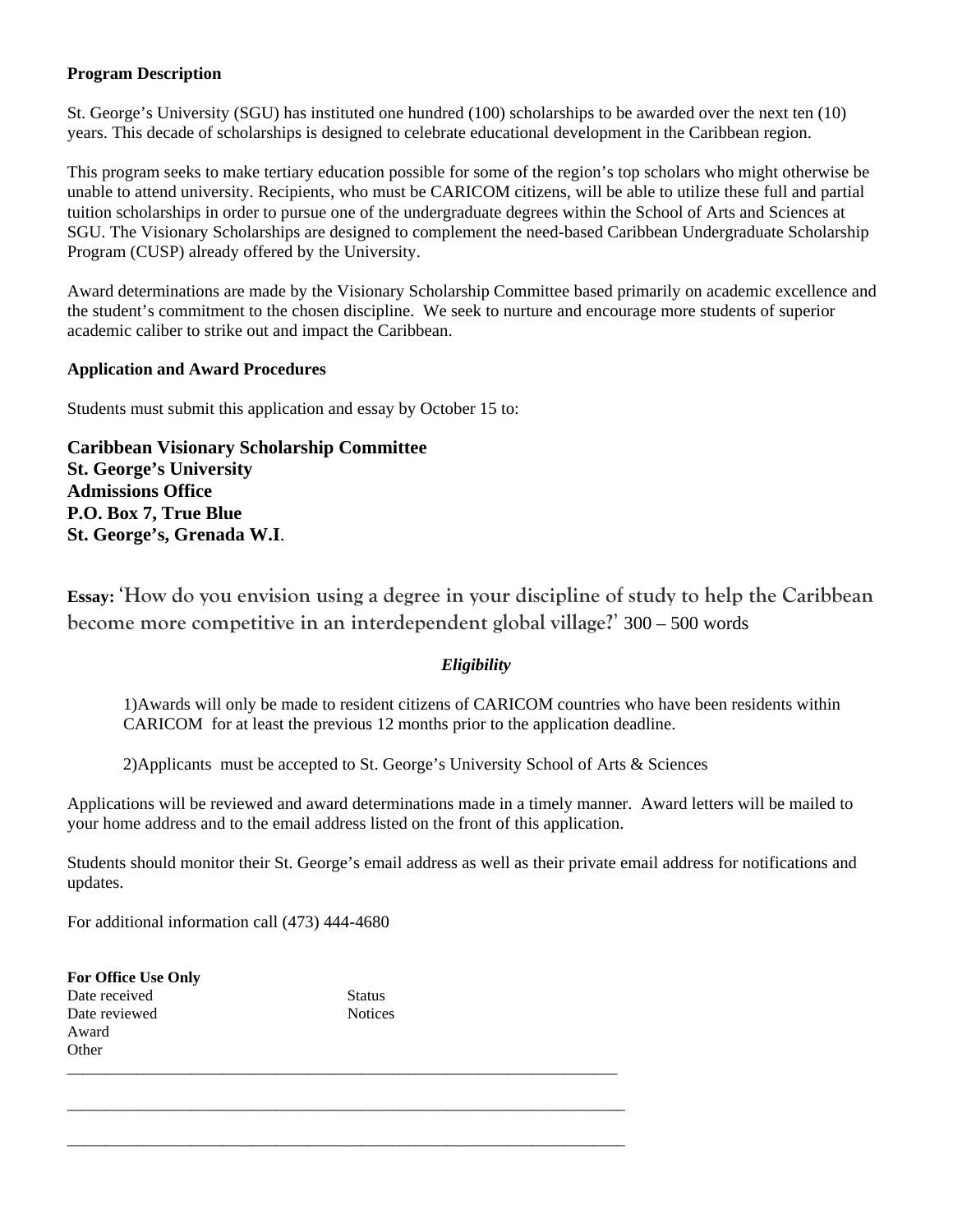**Program Description**

St. George's University (SGU) has instituted one hundred (100) scholarships to be awarded over the next ten (10) years. This decade of scholarships is designed to celebrate educational development in the Caribbean region.

This program seeks to make tertiary education possible for some of the region's top scholars who might otherwise be unable to attend university. Recipients, who must be CARICOM citizens, will be able to utilize these full and partial tuition scholarships in order to pursue one of the undergraduate degrees within the School of Arts and Sciences at SGU. The Visionary Scholarships are designed to complement the need-based Caribbean Undergraduate Scholarship Program (CUSP) already offered by the University.

Award determinations are made by the Visionary Scholarship Committee based primarily on academic excellence and the student's commitment to the chosen discipline. We seek to nurture and encourage more students of superior academic caliber to strike out and impact the Caribbean.

**Application and Award Procedures**

Students must submit this application and essay by October 15 to:

**Caribbean Visionary Scholarship Committee**
**St. George's University**
**Admissions Office**
**P.O. Box 7, True Blue**
**St. George's, Grenada W.I.**

**Essay:** 'How do you envision using a degree in your discipline of study to help the Caribbean become more competitive in an interdependent global village?' 300 – 500 words

***Eligibility***

1) Awards will only be made to resident citizens of CARICOM countries who have been residents within CARICOM for at least the previous 12 months prior to the application deadline.

2) Applicants must be accepted to St. George's University School of Arts & Sciences

Applications will be reviewed and award determinations made in a timely manner. Award letters will be mailed to your home address and to the email address listed on the front of this application.

Students should monitor their St. George's email address as well as their private email address for notifications and updates.

For additional information call (473) 444-4680

**For Office Use Only**

Date received　　　　Status
Date reviewed　　　　Notices
Award
Other

___________________________________________________________________

___________________________________________________________________

___________________________________________________________________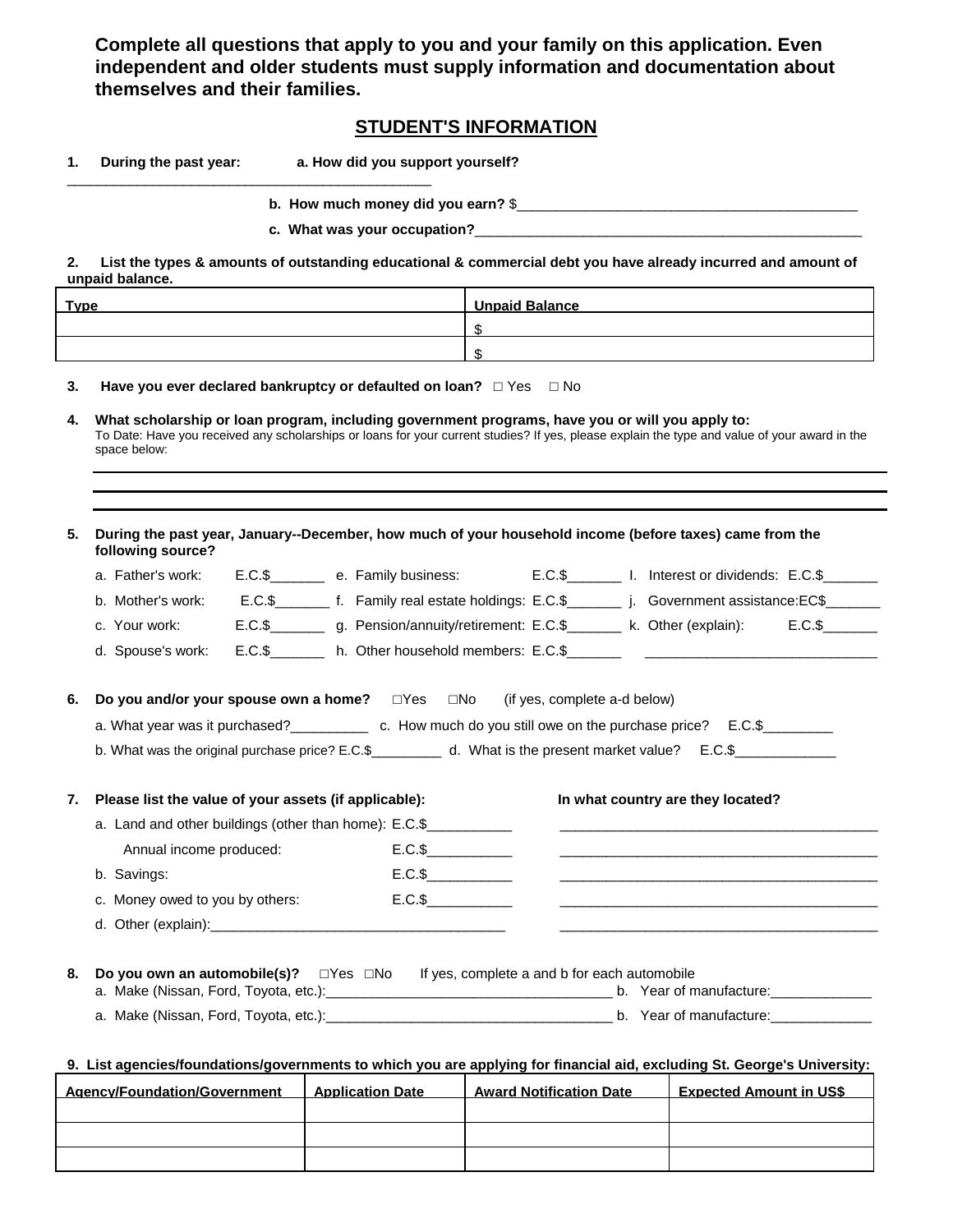**Complete all questions that apply to you and your family on this application. Even independent and older students must supply information and documentation about themselves and their families.**

## STUDENT'S INFORMATION

**1. During the past year:** **a. How did you support yourself?** _______________________________________________

**b. How much money did you earn?** $_____________________________________________

**c. What was your occupation?**___________________________________________________

**2. List the types & amounts of outstanding educational & commercial debt you have already incurred and amount of unpaid balance.**

| Type | Unpaid Balance |
|---|---|
| | $ |
| | $ |

**3. Have you ever declared bankruptcy or defaulted on loan?** □ Yes □ No

**4. What scholarship or loan program, including government programs, have you or will you apply to:**
To Date: Have you received any scholarships or loans for your current studies? If yes, please explain the type and value of your award in the space below:

_______________________________________________

_______________________________________________

_______________________________________________

**5. During the past year, January--December, how much of your household income (before taxes) came from the following source?**

a. Father's work: E.C.$_______
b. Mother's work: E.C.$_______
c. Your work: E.C.$_______
d. Spouse's work: E.C.$_______
e. Family business: E.C.$_______
f. Family real estate holdings: E.C.$_______
g. Pension/annuity/retirement: E.C.$_______
h. Other household members: E.C.$_______
I. Interest or dividends: E.C.$_______
j. Government assistance:EC$_______
k. Other (explain): E.C.$_______
______________________________

**6. Do you and/or your spouse own a home?** □Yes □No (if yes, complete a-d below)

a. What year was it purchased?__________
b. What was the original purchase price? E.C.$_________
c. How much do you still owe on the purchase price? E.C.$_________
d. What is the present market value? E.C.$_____________

**7. Please list the value of your assets (if applicable):** **In what country are they located?**

a. Land and other buildings (other than home): E.C.$___________ _________________________________________
Annual income produced: E.C.$___________ _________________________________________
b. Savings: E.C.$___________ _________________________________________
c. Money owed to you by others: E.C.$___________ _________________________________________
d. Other (explain):_____________________________________ _________________________________________

**8. Do you own an automobile(s)?** □Yes □No If yes, complete a and b for each automobile

a. Make (Nissan, Ford, Toyota, etc.):_____________________________________ b. Year of manufacture:_____________
a. Make (Nissan, Ford, Toyota, etc.):_____________________________________ b. Year of manufacture:_____________

**9. List agencies/foundations/governments to which you are applying for financial aid, excluding St. George's University:**

| Agency/Foundation/Government | Application Date | Award Notification Date | Expected Amount in US$ |
|---|---|---|---|
| | | | |
| | | | |
| | | | |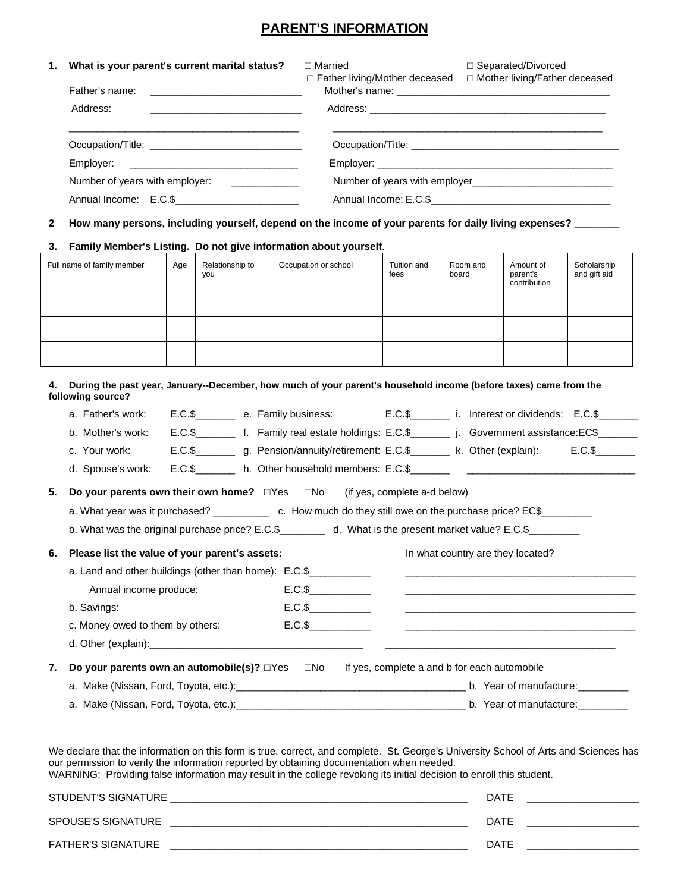# PARENT'S INFORMATION

**1. What is your parent's current marital status?** □ Married □ Separated/Divorced □ Father living/Mother deceased □ Mother living/Father deceased

Father's name: ___________________________

Address: ___________________________

___________________________________________

Occupation/Title: ___________________________

Employer: ______________________________

Number of years with employer: ____________

Annual Income: E.C.$______________________

Mother's name: ______________________________________

Address: __________________________________________

_________________________________________________

Occupation/Title: ______________________________________

Employer: ___________________________________________

Number of years with employer_________________________

Annual Income: E.C.$_________________________________

**2 How many persons, including yourself, depend on the income of your parents for daily living expenses? _______**

**3. Family Member's Listing. Do not give information about yourself**.

| Full name of family member | Age | Relationship to you | Occupation or school | Tuition and fees | Room and board | Amount of parent's contribution | Scholarship and gift aid |
|---|---|---|---|---|---|---|---|
| | | | | | | | |
| | | | | | | | |
| | | | | | | | |

**4. During the past year, January--December, how much of your parent's household income (before taxes) came from the following source?**

a. Father's work: E.C.$_______
b. Mother's work: E.C.$_______
c. Your work: E.C.$_______
d. Spouse's work: E.C.$_______
e. Family business: E.C.$_______
f. Family real estate holdings: E.C.$_______
g. Pension/annuity/retirement: E.C.$_______
h. Other household members: E.C.$_______
i. Interest or dividends: E.C.$_______
j. Government assistance:EC$_______
k. Other (explain): E.C.$_______
______________________________

**5. Do your parents own their own home?** □Yes □No (if yes, complete a-d below)

a. What year was it purchased? __________ c. How much do they still owe on the purchase price? EC$_________

b. What was the original purchase price? E.C.$________ d. What is the present market value? E.C.$_________

**6. Please list the value of your parent's assets:** In what country are they located?

a. Land and other buildings (other than home): E.C.$__________ __________________________________________

Annual income produce: E.C.$__________ __________________________________________

b. Savings: E.C.$__________ __________________________________________

c. Money owed to them by others: E.C.$__________ __________________________________________

d. Other (explain):______________________________________ __________________________________________

**7. Do your parents own an automobile(s)?** □Yes □No If yes, complete a and b for each automobile

a. Make (Nissan, Ford, Toyota, etc.):_________________________________________ b. Year of manufacture:_________

a. Make (Nissan, Ford, Toyota, etc.):_________________________________________ b. Year of manufacture:_________

We declare that the information on this form is true, correct, and complete. St. George's University School of Arts and Sciences has our permission to verify the information reported by obtaining documentation when needed.
WARNING: Providing false information may result in the college revoking its initial decision to enroll this student.

STUDENT'S SIGNATURE _______________________________________________________ DATE ___________________

SPOUSE'S SIGNATURE _______________________________________________________ DATE ___________________

FATHER'S SIGNATURE _______________________________________________________ DATE ___________________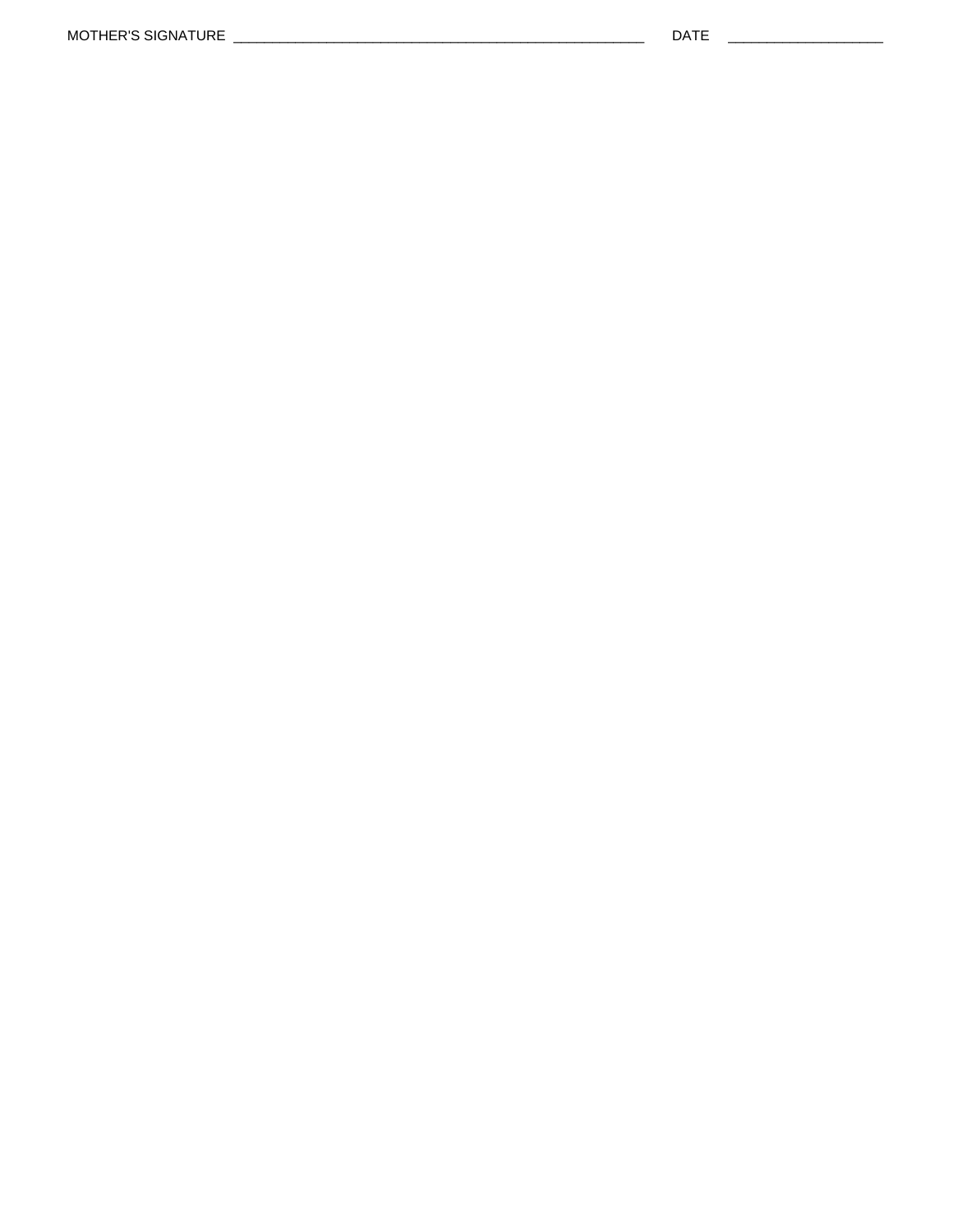MOTHER'S SIGNATURE ______________________________________________________ DATE ____________________